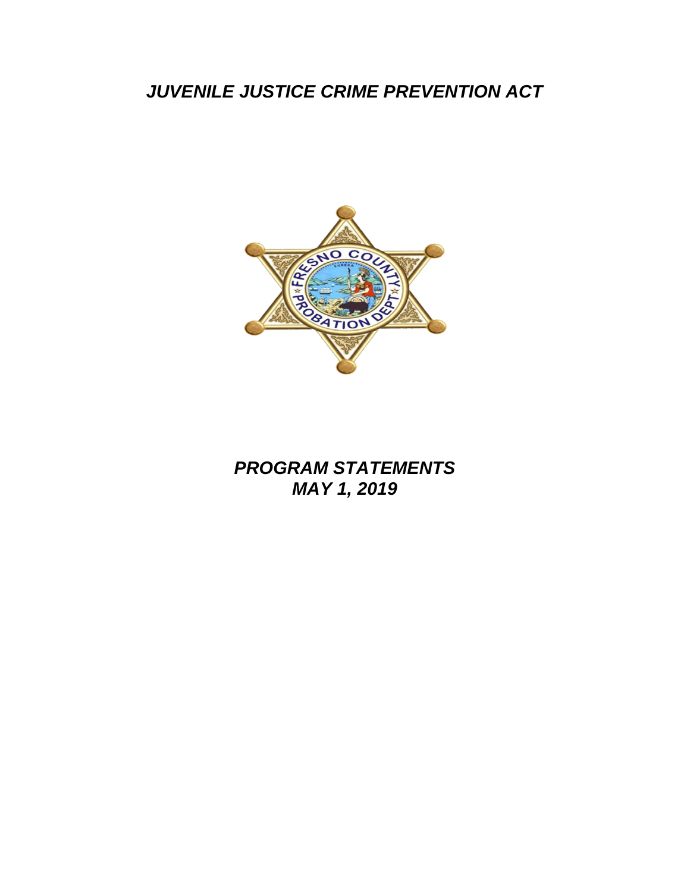# *JUVENILE JUSTICE CRIME PREVENTION ACT*

## *PROGRAM STATEMENTS*
## *MAY 1, 2019*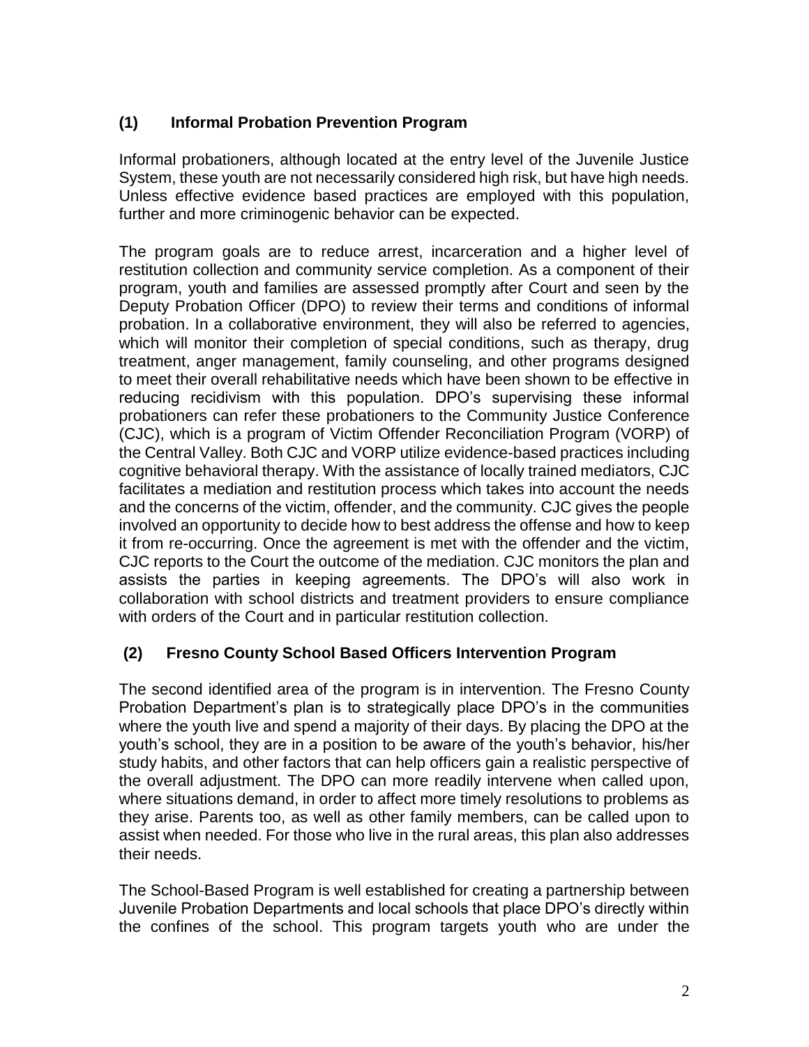### (1) Informal Probation Prevention Program

Informal probationers, although located at the entry level of the Juvenile Justice System, these youth are not necessarily considered high risk, but have high needs. Unless effective evidence based practices are employed with this population, further and more criminogenic behavior can be expected.

The program goals are to reduce arrest, incarceration and a higher level of restitution collection and community service completion. As a component of their program, youth and families are assessed promptly after Court and seen by the Deputy Probation Officer (DPO) to review their terms and conditions of informal probation. In a collaborative environment, they will also be referred to agencies, which will monitor their completion of special conditions, such as therapy, drug treatment, anger management, family counseling, and other programs designed to meet their overall rehabilitative needs which have been shown to be effective in reducing recidivism with this population. DPO's supervising these informal probationers can refer these probationers to the Community Justice Conference (CJC), which is a program of Victim Offender Reconciliation Program (VORP) of the Central Valley. Both CJC and VORP utilize evidence-based practices including cognitive behavioral therapy. With the assistance of locally trained mediators, CJC facilitates a mediation and restitution process which takes into account the needs and the concerns of the victim, offender, and the community. CJC gives the people involved an opportunity to decide how to best address the offense and how to keep it from re-occurring. Once the agreement is met with the offender and the victim, CJC reports to the Court the outcome of the mediation. CJC monitors the plan and assists the parties in keeping agreements. The DPO's will also work in collaboration with school districts and treatment providers to ensure compliance with orders of the Court and in particular restitution collection.

### (2) Fresno County School Based Officers Intervention Program

The second identified area of the program is in intervention. The Fresno County Probation Department's plan is to strategically place DPO's in the communities where the youth live and spend a majority of their days. By placing the DPO at the youth's school, they are in a position to be aware of the youth's behavior, his/her study habits, and other factors that can help officers gain a realistic perspective of the overall adjustment. The DPO can more readily intervene when called upon, where situations demand, in order to affect more timely resolutions to problems as they arise. Parents too, as well as other family members, can be called upon to assist when needed. For those who live in the rural areas, this plan also addresses their needs.

The School-Based Program is well established for creating a partnership between Juvenile Probation Departments and local schools that place DPO's directly within the confines of the school. This program targets youth who are under the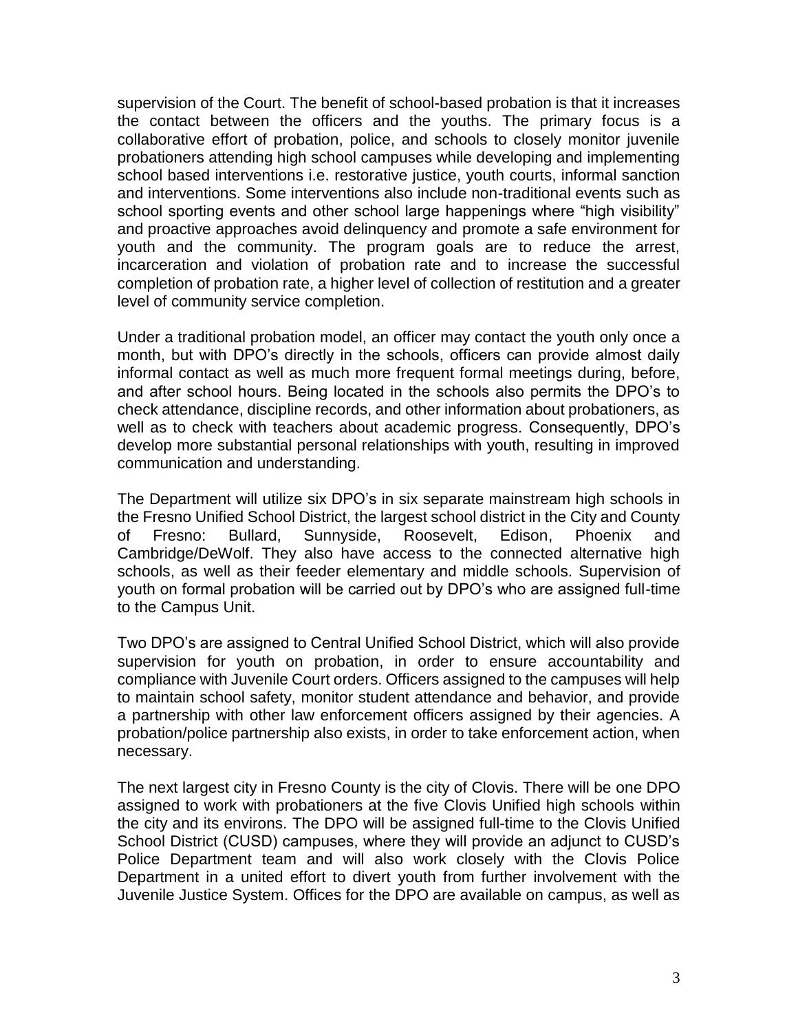supervision of the Court. The benefit of school-based probation is that it increases the contact between the officers and the youths. The primary focus is a collaborative effort of probation, police, and schools to closely monitor juvenile probationers attending high school campuses while developing and implementing school based interventions i.e. restorative justice, youth courts, informal sanction and interventions. Some interventions also include non-traditional events such as school sporting events and other school large happenings where "high visibility" and proactive approaches avoid delinquency and promote a safe environment for youth and the community. The program goals are to reduce the arrest, incarceration and violation of probation rate and to increase the successful completion of probation rate, a higher level of collection of restitution and a greater level of community service completion.

Under a traditional probation model, an officer may contact the youth only once a month, but with DPO's directly in the schools, officers can provide almost daily informal contact as well as much more frequent formal meetings during, before, and after school hours. Being located in the schools also permits the DPO's to check attendance, discipline records, and other information about probationers, as well as to check with teachers about academic progress. Consequently, DPO's develop more substantial personal relationships with youth, resulting in improved communication and understanding.

The Department will utilize six DPO's in six separate mainstream high schools in the Fresno Unified School District, the largest school district in the City and County of Fresno: Bullard, Sunnyside, Roosevelt, Edison, Phoenix and Cambridge/DeWolf. They also have access to the connected alternative high schools, as well as their feeder elementary and middle schools. Supervision of youth on formal probation will be carried out by DPO's who are assigned full-time to the Campus Unit.

Two DPO's are assigned to Central Unified School District, which will also provide supervision for youth on probation, in order to ensure accountability and compliance with Juvenile Court orders. Officers assigned to the campuses will help to maintain school safety, monitor student attendance and behavior, and provide a partnership with other law enforcement officers assigned by their agencies. A probation/police partnership also exists, in order to take enforcement action, when necessary.

The next largest city in Fresno County is the city of Clovis. There will be one DPO assigned to work with probationers at the five Clovis Unified high schools within the city and its environs. The DPO will be assigned full-time to the Clovis Unified School District (CUSD) campuses, where they will provide an adjunct to CUSD's Police Department team and will also work closely with the Clovis Police Department in a united effort to divert youth from further involvement with the Juvenile Justice System. Offices for the DPO are available on campus, as well as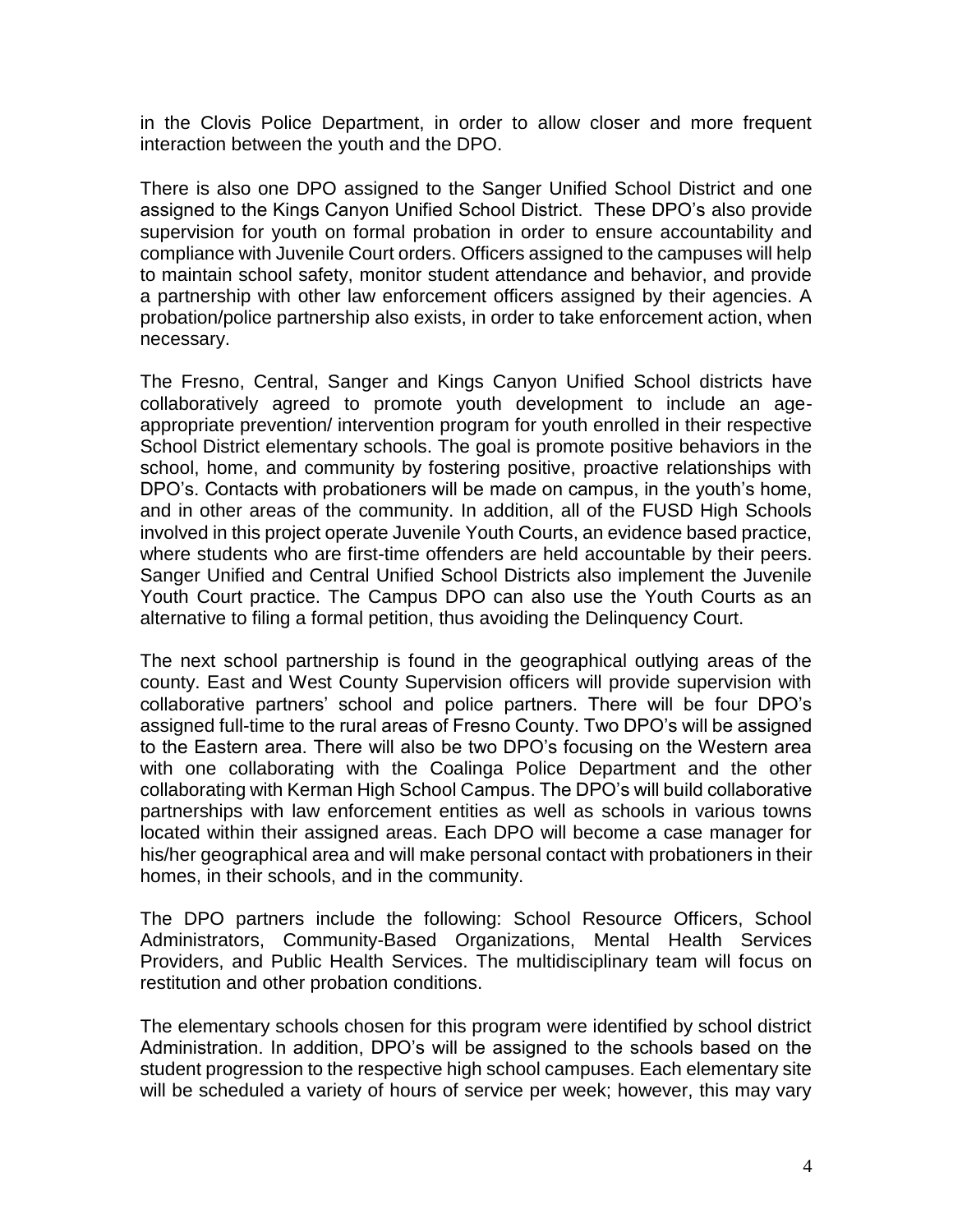in the Clovis Police Department, in order to allow closer and more frequent interaction between the youth and the DPO.

There is also one DPO assigned to the Sanger Unified School District and one assigned to the Kings Canyon Unified School District. These DPO's also provide supervision for youth on formal probation in order to ensure accountability and compliance with Juvenile Court orders. Officers assigned to the campuses will help to maintain school safety, monitor student attendance and behavior, and provide a partnership with other law enforcement officers assigned by their agencies. A probation/police partnership also exists, in order to take enforcement action, when necessary.

The Fresno, Central, Sanger and Kings Canyon Unified School districts have collaboratively agreed to promote youth development to include an age-appropriate prevention/ intervention program for youth enrolled in their respective School District elementary schools. The goal is promote positive behaviors in the school, home, and community by fostering positive, proactive relationships with DPO's. Contacts with probationers will be made on campus, in the youth's home, and in other areas of the community. In addition, all of the FUSD High Schools involved in this project operate Juvenile Youth Courts, an evidence based practice, where students who are first-time offenders are held accountable by their peers. Sanger Unified and Central Unified School Districts also implement the Juvenile Youth Court practice. The Campus DPO can also use the Youth Courts as an alternative to filing a formal petition, thus avoiding the Delinquency Court.

The next school partnership is found in the geographical outlying areas of the county. East and West County Supervision officers will provide supervision with collaborative partners' school and police partners. There will be four DPO's assigned full-time to the rural areas of Fresno County. Two DPO's will be assigned to the Eastern area. There will also be two DPO's focusing on the Western area with one collaborating with the Coalinga Police Department and the other collaborating with Kerman High School Campus. The DPO's will build collaborative partnerships with law enforcement entities as well as schools in various towns located within their assigned areas. Each DPO will become a case manager for his/her geographical area and will make personal contact with probationers in their homes, in their schools, and in the community.

The DPO partners include the following: School Resource Officers, School Administrators, Community-Based Organizations, Mental Health Services Providers, and Public Health Services. The multidisciplinary team will focus on restitution and other probation conditions.

The elementary schools chosen for this program were identified by school district Administration. In addition, DPO's will be assigned to the schools based on the student progression to the respective high school campuses. Each elementary site will be scheduled a variety of hours of service per week; however, this may vary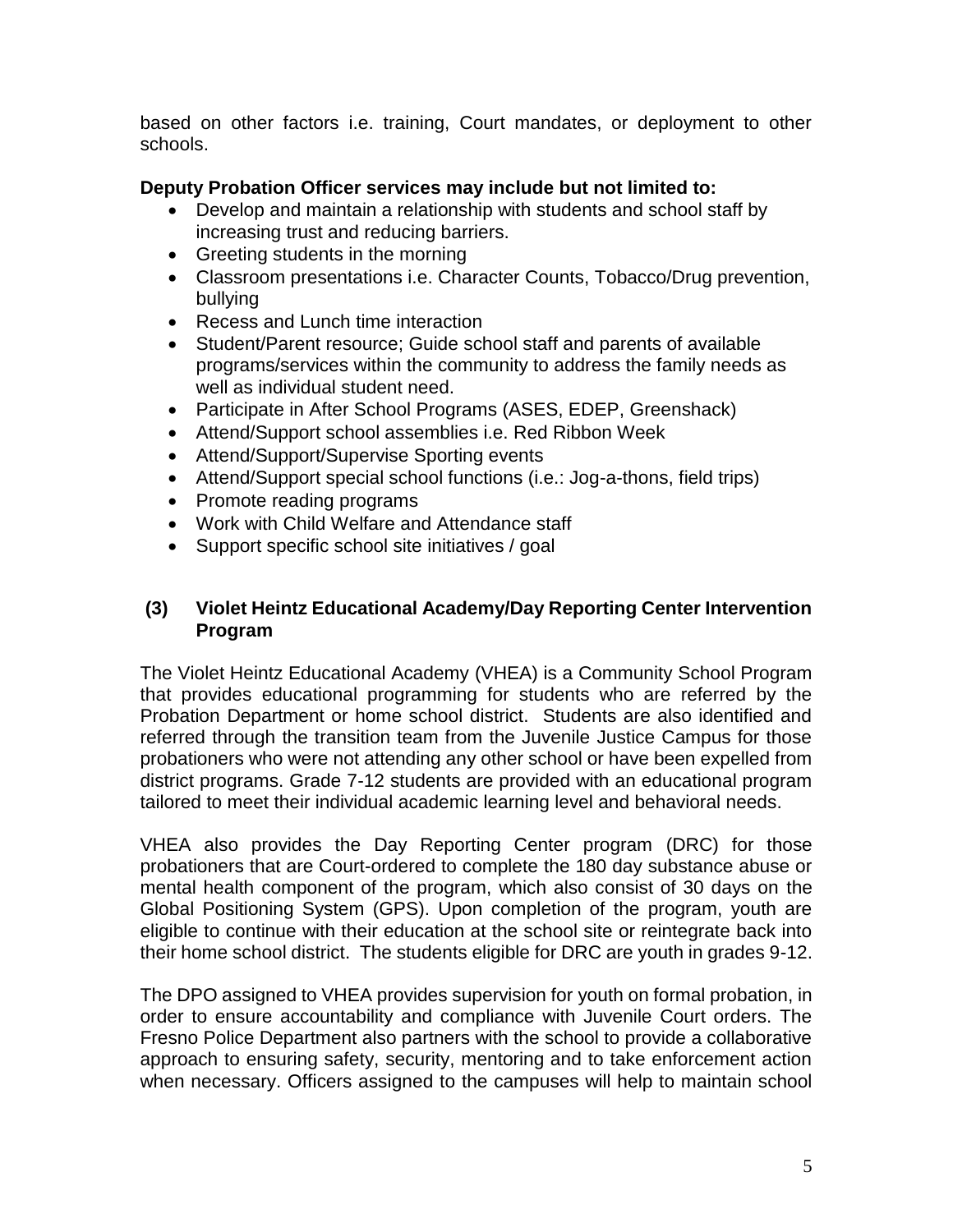based on other factors i.e. training, Court mandates, or deployment to other schools.

**Deputy Probation Officer services may include but not limited to:**

- Develop and maintain a relationship with students and school staff by increasing trust and reducing barriers.
- Greeting students in the morning
- Classroom presentations i.e. Character Counts, Tobacco/Drug prevention, bullying
- Recess and Lunch time interaction
- Student/Parent resource; Guide school staff and parents of available programs/services within the community to address the family needs as well as individual student need.
- Participate in After School Programs (ASES, EDEP, Greenshack)
- Attend/Support school assemblies i.e. Red Ribbon Week
- Attend/Support/Supervise Sporting events
- Attend/Support special school functions (i.e.: Jog-a-thons, field trips)
- Promote reading programs
- Work with Child Welfare and Attendance staff
- Support specific school site initiatives / goal

### (3) Violet Heintz Educational Academy/Day Reporting Center Intervention Program

The Violet Heintz Educational Academy (VHEA) is a Community School Program that provides educational programming for students who are referred by the Probation Department or home school district. Students are also identified and referred through the transition team from the Juvenile Justice Campus for those probationers who were not attending any other school or have been expelled from district programs. Grade 7-12 students are provided with an educational program tailored to meet their individual academic learning level and behavioral needs.

VHEA also provides the Day Reporting Center program (DRC) for those probationers that are Court-ordered to complete the 180 day substance abuse or mental health component of the program, which also consist of 30 days on the Global Positioning System (GPS). Upon completion of the program, youth are eligible to continue with their education at the school site or reintegrate back into their home school district. The students eligible for DRC are youth in grades 9-12.

The DPO assigned to VHEA provides supervision for youth on formal probation, in order to ensure accountability and compliance with Juvenile Court orders. The Fresno Police Department also partners with the school to provide a collaborative approach to ensuring safety, security, mentoring and to take enforcement action when necessary. Officers assigned to the campuses will help to maintain school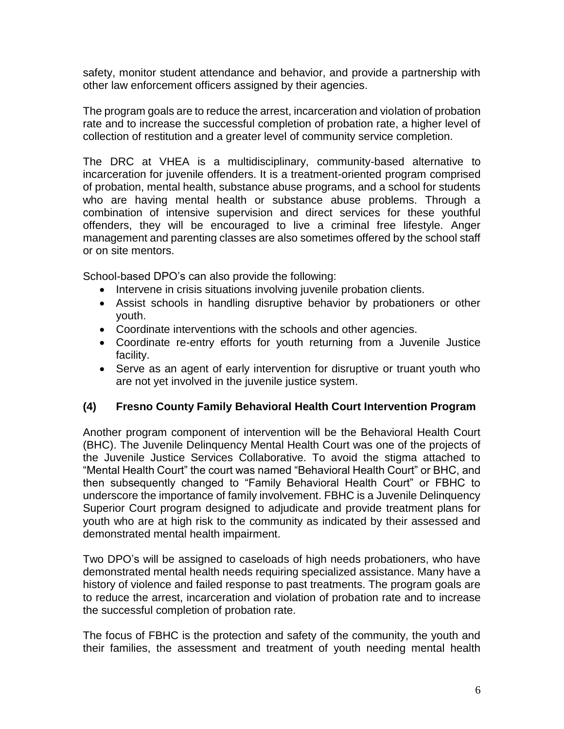safety, monitor student attendance and behavior, and provide a partnership with other law enforcement officers assigned by their agencies.

The program goals are to reduce the arrest, incarceration and violation of probation rate and to increase the successful completion of probation rate, a higher level of collection of restitution and a greater level of community service completion.

The DRC at VHEA is a multidisciplinary, community-based alternative to incarceration for juvenile offenders. It is a treatment-oriented program comprised of probation, mental health, substance abuse programs, and a school for students who are having mental health or substance abuse problems. Through a combination of intensive supervision and direct services for these youthful offenders, they will be encouraged to live a criminal free lifestyle. Anger management and parenting classes are also sometimes offered by the school staff or on site mentors.

School-based DPO's can also provide the following:

- Intervene in crisis situations involving juvenile probation clients.
- Assist schools in handling disruptive behavior by probationers or other youth.
- Coordinate interventions with the schools and other agencies.
- Coordinate re-entry efforts for youth returning from a Juvenile Justice facility.
- Serve as an agent of early intervention for disruptive or truant youth who are not yet involved in the juvenile justice system.

### (4) Fresno County Family Behavioral Health Court Intervention Program

Another program component of intervention will be the Behavioral Health Court (BHC). The Juvenile Delinquency Mental Health Court was one of the projects of the Juvenile Justice Services Collaborative. To avoid the stigma attached to "Mental Health Court" the court was named "Behavioral Health Court" or BHC, and then subsequently changed to "Family Behavioral Health Court" or FBHC to underscore the importance of family involvement. FBHC is a Juvenile Delinquency Superior Court program designed to adjudicate and provide treatment plans for youth who are at high risk to the community as indicated by their assessed and demonstrated mental health impairment.

Two DPO's will be assigned to caseloads of high needs probationers, who have demonstrated mental health needs requiring specialized assistance. Many have a history of violence and failed response to past treatments. The program goals are to reduce the arrest, incarceration and violation of probation rate and to increase the successful completion of probation rate.

The focus of FBHC is the protection and safety of the community, the youth and their families, the assessment and treatment of youth needing mental health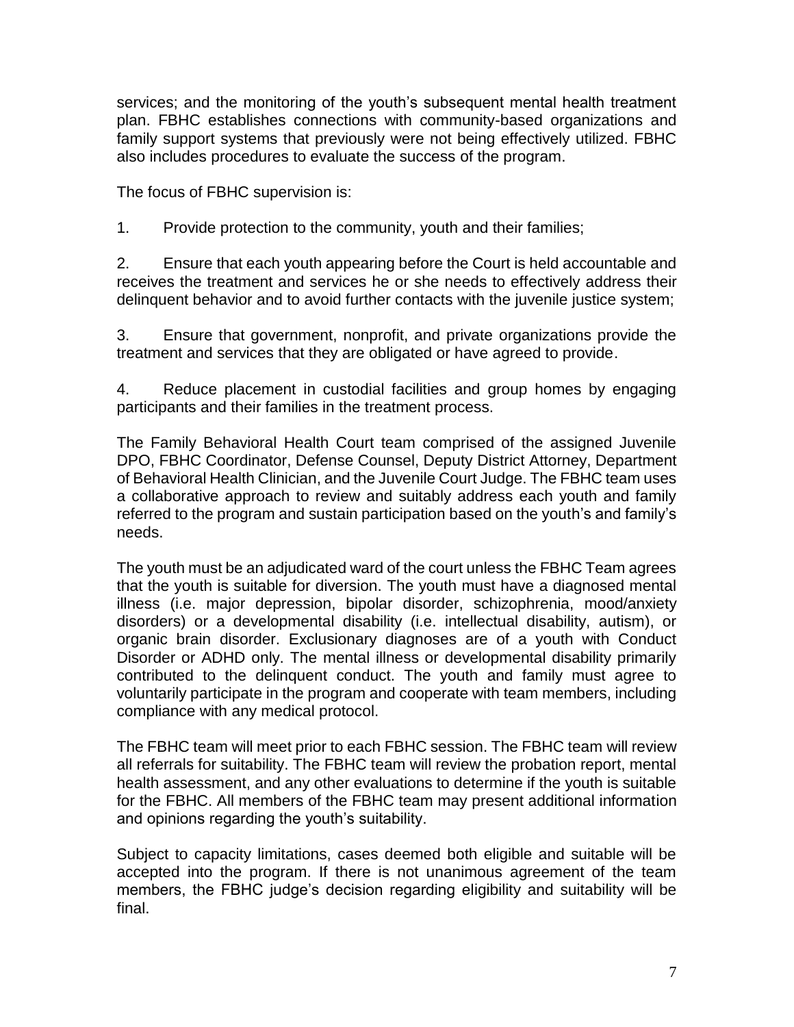services; and the monitoring of the youth's subsequent mental health treatment plan. FBHC establishes connections with community-based organizations and family support systems that previously were not being effectively utilized. FBHC also includes procedures to evaluate the success of the program.

The focus of FBHC supervision is:

1. Provide protection to the community, youth and their families;

2. Ensure that each youth appearing before the Court is held accountable and receives the treatment and services he or she needs to effectively address their delinquent behavior and to avoid further contacts with the juvenile justice system;

3. Ensure that government, nonprofit, and private organizations provide the treatment and services that they are obligated or have agreed to provide.

4. Reduce placement in custodial facilities and group homes by engaging participants and their families in the treatment process.

The Family Behavioral Health Court team comprised of the assigned Juvenile DPO, FBHC Coordinator, Defense Counsel, Deputy District Attorney, Department of Behavioral Health Clinician, and the Juvenile Court Judge. The FBHC team uses a collaborative approach to review and suitably address each youth and family referred to the program and sustain participation based on the youth's and family's needs.

The youth must be an adjudicated ward of the court unless the FBHC Team agrees that the youth is suitable for diversion. The youth must have a diagnosed mental illness (i.e. major depression, bipolar disorder, schizophrenia, mood/anxiety disorders) or a developmental disability (i.e. intellectual disability, autism), or organic brain disorder. Exclusionary diagnoses are of a youth with Conduct Disorder or ADHD only. The mental illness or developmental disability primarily contributed to the delinquent conduct. The youth and family must agree to voluntarily participate in the program and cooperate with team members, including compliance with any medical protocol.

The FBHC team will meet prior to each FBHC session. The FBHC team will review all referrals for suitability. The FBHC team will review the probation report, mental health assessment, and any other evaluations to determine if the youth is suitable for the FBHC. All members of the FBHC team may present additional information and opinions regarding the youth's suitability.

Subject to capacity limitations, cases deemed both eligible and suitable will be accepted into the program. If there is not unanimous agreement of the team members, the FBHC judge's decision regarding eligibility and suitability will be final.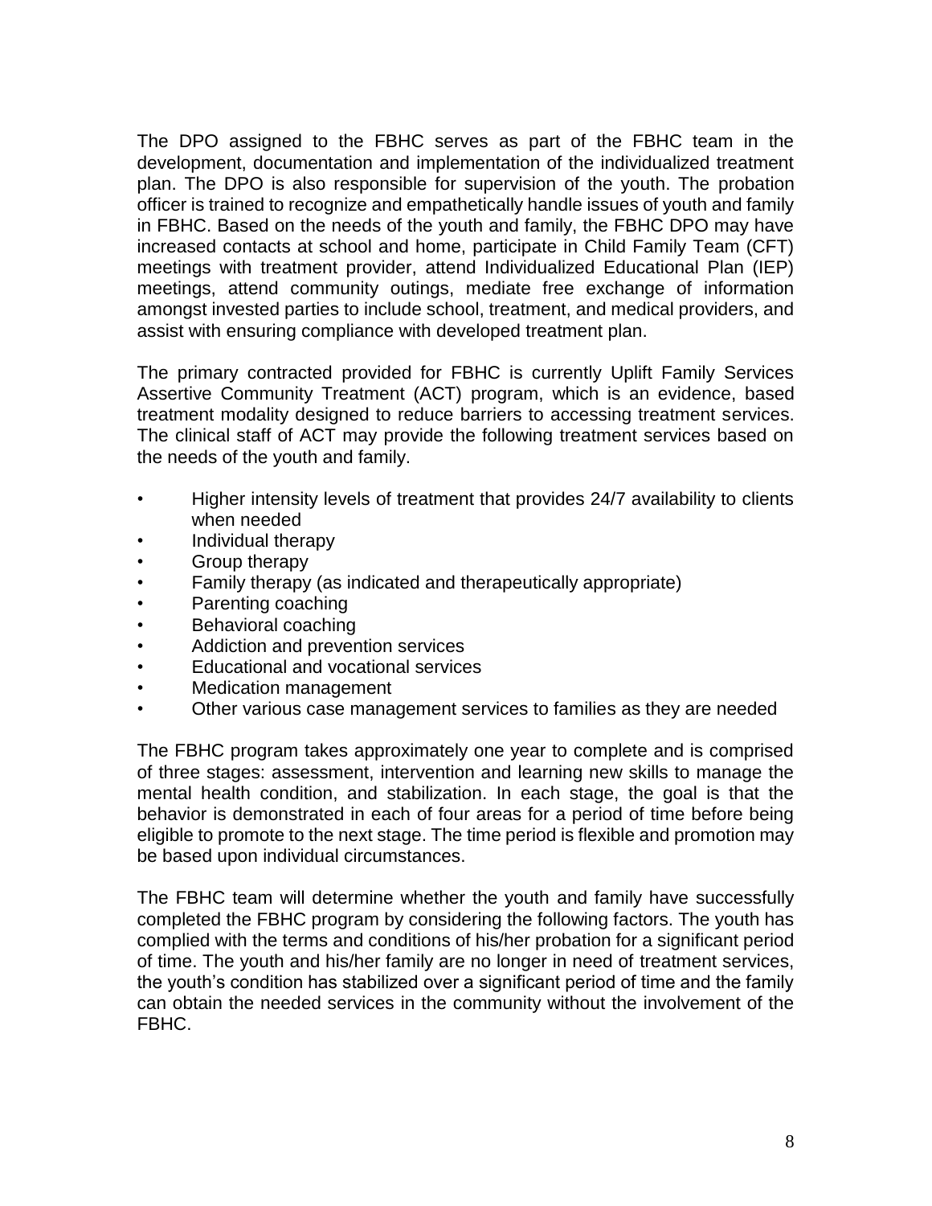The DPO assigned to the FBHC serves as part of the FBHC team in the development, documentation and implementation of the individualized treatment plan. The DPO is also responsible for supervision of the youth. The probation officer is trained to recognize and empathetically handle issues of youth and family in FBHC. Based on the needs of the youth and family, the FBHC DPO may have increased contacts at school and home, participate in Child Family Team (CFT) meetings with treatment provider, attend Individualized Educational Plan (IEP) meetings, attend community outings, mediate free exchange of information amongst invested parties to include school, treatment, and medical providers, and assist with ensuring compliance with developed treatment plan.

The primary contracted provided for FBHC is currently Uplift Family Services Assertive Community Treatment (ACT) program, which is an evidence, based treatment modality designed to reduce barriers to accessing treatment services. The clinical staff of ACT may provide the following treatment services based on the needs of the youth and family.

- Higher intensity levels of treatment that provides 24/7 availability to clients when needed
- Individual therapy
- Group therapy
- Family therapy (as indicated and therapeutically appropriate)
- Parenting coaching
- Behavioral coaching
- Addiction and prevention services
- Educational and vocational services
- Medication management
- Other various case management services to families as they are needed

The FBHC program takes approximately one year to complete and is comprised of three stages: assessment, intervention and learning new skills to manage the mental health condition, and stabilization. In each stage, the goal is that the behavior is demonstrated in each of four areas for a period of time before being eligible to promote to the next stage. The time period is flexible and promotion may be based upon individual circumstances.

The FBHC team will determine whether the youth and family have successfully completed the FBHC program by considering the following factors. The youth has complied with the terms and conditions of his/her probation for a significant period of time. The youth and his/her family are no longer in need of treatment services, the youth's condition has stabilized over a significant period of time and the family can obtain the needed services in the community without the involvement of the FBHC.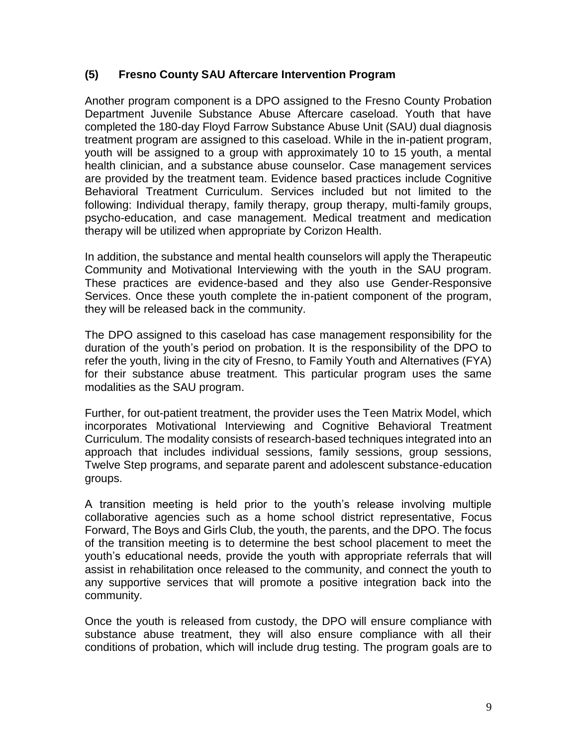### (5) Fresno County SAU Aftercare Intervention Program

Another program component is a DPO assigned to the Fresno County Probation Department Juvenile Substance Abuse Aftercare caseload. Youth that have completed the 180-day Floyd Farrow Substance Abuse Unit (SAU) dual diagnosis treatment program are assigned to this caseload. While in the in-patient program, youth will be assigned to a group with approximately 10 to 15 youth, a mental health clinician, and a substance abuse counselor. Case management services are provided by the treatment team. Evidence based practices include Cognitive Behavioral Treatment Curriculum. Services included but not limited to the following: Individual therapy, family therapy, group therapy, multi-family groups, psycho-education, and case management. Medical treatment and medication therapy will be utilized when appropriate by Corizon Health.

In addition, the substance and mental health counselors will apply the Therapeutic Community and Motivational Interviewing with the youth in the SAU program. These practices are evidence-based and they also use Gender-Responsive Services. Once these youth complete the in-patient component of the program, they will be released back in the community.

The DPO assigned to this caseload has case management responsibility for the duration of the youth's period on probation. It is the responsibility of the DPO to refer the youth, living in the city of Fresno, to Family Youth and Alternatives (FYA) for their substance abuse treatment. This particular program uses the same modalities as the SAU program.

Further, for out-patient treatment, the provider uses the Teen Matrix Model, which incorporates Motivational Interviewing and Cognitive Behavioral Treatment Curriculum. The modality consists of research-based techniques integrated into an approach that includes individual sessions, family sessions, group sessions, Twelve Step programs, and separate parent and adolescent substance-education groups.

A transition meeting is held prior to the youth's release involving multiple collaborative agencies such as a home school district representative, Focus Forward, The Boys and Girls Club, the youth, the parents, and the DPO. The focus of the transition meeting is to determine the best school placement to meet the youth's educational needs, provide the youth with appropriate referrals that will assist in rehabilitation once released to the community, and connect the youth to any supportive services that will promote a positive integration back into the community.

Once the youth is released from custody, the DPO will ensure compliance with substance abuse treatment, they will also ensure compliance with all their conditions of probation, which will include drug testing. The program goals are to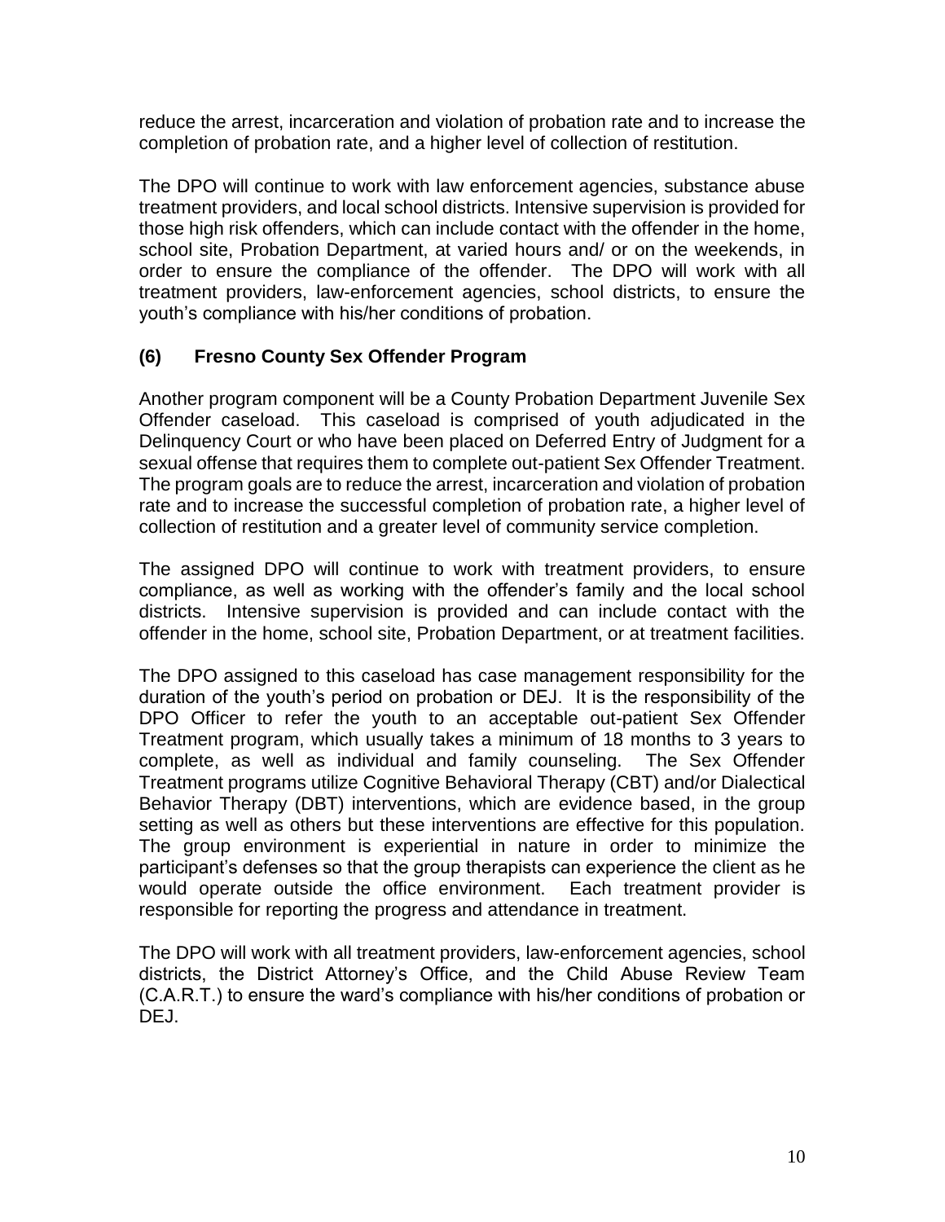reduce the arrest, incarceration and violation of probation rate and to increase the completion of probation rate, and a higher level of collection of restitution.

The DPO will continue to work with law enforcement agencies, substance abuse treatment providers, and local school districts. Intensive supervision is provided for those high risk offenders, which can include contact with the offender in the home, school site, Probation Department, at varied hours and/ or on the weekends, in order to ensure the compliance of the offender. The DPO will work with all treatment providers, law-enforcement agencies, school districts, to ensure the youth's compliance with his/her conditions of probation.

### (6) Fresno County Sex Offender Program

Another program component will be a County Probation Department Juvenile Sex Offender caseload. This caseload is comprised of youth adjudicated in the Delinquency Court or who have been placed on Deferred Entry of Judgment for a sexual offense that requires them to complete out-patient Sex Offender Treatment. The program goals are to reduce the arrest, incarceration and violation of probation rate and to increase the successful completion of probation rate, a higher level of collection of restitution and a greater level of community service completion.

The assigned DPO will continue to work with treatment providers, to ensure compliance, as well as working with the offender's family and the local school districts. Intensive supervision is provided and can include contact with the offender in the home, school site, Probation Department, or at treatment facilities.

The DPO assigned to this caseload has case management responsibility for the duration of the youth's period on probation or DEJ. It is the responsibility of the DPO Officer to refer the youth to an acceptable out-patient Sex Offender Treatment program, which usually takes a minimum of 18 months to 3 years to complete, as well as individual and family counseling. The Sex Offender Treatment programs utilize Cognitive Behavioral Therapy (CBT) and/or Dialectical Behavior Therapy (DBT) interventions, which are evidence based, in the group setting as well as others but these interventions are effective for this population. The group environment is experiential in nature in order to minimize the participant's defenses so that the group therapists can experience the client as he would operate outside the office environment. Each treatment provider is responsible for reporting the progress and attendance in treatment.

The DPO will work with all treatment providers, law-enforcement agencies, school districts, the District Attorney's Office, and the Child Abuse Review Team (C.A.R.T.) to ensure the ward's compliance with his/her conditions of probation or DEJ.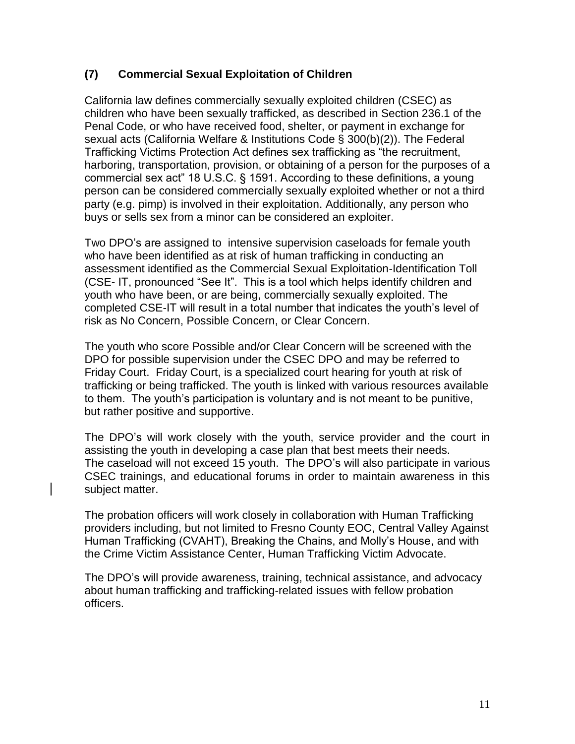### (7) Commercial Sexual Exploitation of Children

California law defines commercially sexually exploited children (CSEC) as children who have been sexually trafficked, as described in Section 236.1 of the Penal Code, or who have received food, shelter, or payment in exchange for sexual acts (California Welfare & Institutions Code § 300(b)(2)). The Federal Trafficking Victims Protection Act defines sex trafficking as "the recruitment, harboring, transportation, provision, or obtaining of a person for the purposes of a commercial sex act" 18 U.S.C. § 1591. According to these definitions, a young person can be considered commercially sexually exploited whether or not a third party (e.g. pimp) is involved in their exploitation. Additionally, any person who buys or sells sex from a minor can be considered an exploiter.

Two DPO's are assigned to intensive supervision caseloads for female youth who have been identified as at risk of human trafficking in conducting an assessment identified as the Commercial Sexual Exploitation-Identification Toll (CSE- IT, pronounced "See It". This is a tool which helps identify children and youth who have been, or are being, commercially sexually exploited. The completed CSE-IT will result in a total number that indicates the youth's level of risk as No Concern, Possible Concern, or Clear Concern.

The youth who score Possible and/or Clear Concern will be screened with the DPO for possible supervision under the CSEC DPO and may be referred to Friday Court. Friday Court, is a specialized court hearing for youth at risk of trafficking or being trafficked. The youth is linked with various resources available to them. The youth's participation is voluntary and is not meant to be punitive, but rather positive and supportive.

The DPO's will work closely with the youth, service provider and the court in assisting the youth in developing a case plan that best meets their needs. The caseload will not exceed 15 youth. The DPO's will also participate in various CSEC trainings, and educational forums in order to maintain awareness in this subject matter.

The probation officers will work closely in collaboration with Human Trafficking providers including, but not limited to Fresno County EOC, Central Valley Against Human Trafficking (CVAHT), Breaking the Chains, and Molly's House, and with the Crime Victim Assistance Center, Human Trafficking Victim Advocate.

The DPO's will provide awareness, training, technical assistance, and advocacy about human trafficking and trafficking-related issues with fellow probation officers.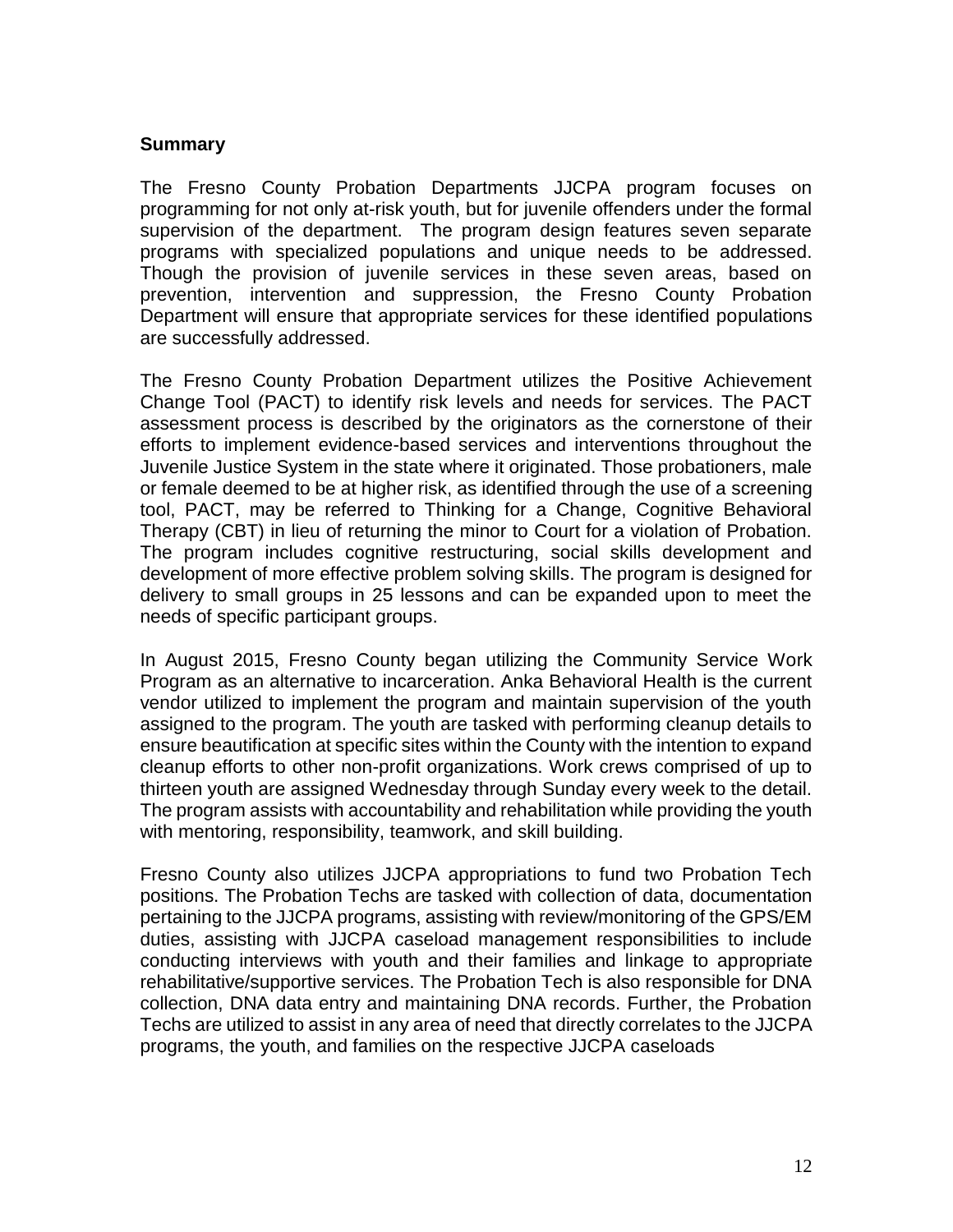## Summary

The Fresno County Probation Departments JJCPA program focuses on programming for not only at-risk youth, but for juvenile offenders under the formal supervision of the department. The program design features seven separate programs with specialized populations and unique needs to be addressed. Though the provision of juvenile services in these seven areas, based on prevention, intervention and suppression, the Fresno County Probation Department will ensure that appropriate services for these identified populations are successfully addressed.

The Fresno County Probation Department utilizes the Positive Achievement Change Tool (PACT) to identify risk levels and needs for services. The PACT assessment process is described by the originators as the cornerstone of their efforts to implement evidence-based services and interventions throughout the Juvenile Justice System in the state where it originated. Those probationers, male or female deemed to be at higher risk, as identified through the use of a screening tool, PACT, may be referred to Thinking for a Change, Cognitive Behavioral Therapy (CBT) in lieu of returning the minor to Court for a violation of Probation. The program includes cognitive restructuring, social skills development and development of more effective problem solving skills. The program is designed for delivery to small groups in 25 lessons and can be expanded upon to meet the needs of specific participant groups.

In August 2015, Fresno County began utilizing the Community Service Work Program as an alternative to incarceration. Anka Behavioral Health is the current vendor utilized to implement the program and maintain supervision of the youth assigned to the program. The youth are tasked with performing cleanup details to ensure beautification at specific sites within the County with the intention to expand cleanup efforts to other non-profit organizations. Work crews comprised of up to thirteen youth are assigned Wednesday through Sunday every week to the detail. The program assists with accountability and rehabilitation while providing the youth with mentoring, responsibility, teamwork, and skill building.

Fresno County also utilizes JJCPA appropriations to fund two Probation Tech positions. The Probation Techs are tasked with collection of data, documentation pertaining to the JJCPA programs, assisting with review/monitoring of the GPS/EM duties, assisting with JJCPA caseload management responsibilities to include conducting interviews with youth and their families and linkage to appropriate rehabilitative/supportive services. The Probation Tech is also responsible for DNA collection, DNA data entry and maintaining DNA records. Further, the Probation Techs are utilized to assist in any area of need that directly correlates to the JJCPA programs, the youth, and families on the respective JJCPA caseloads